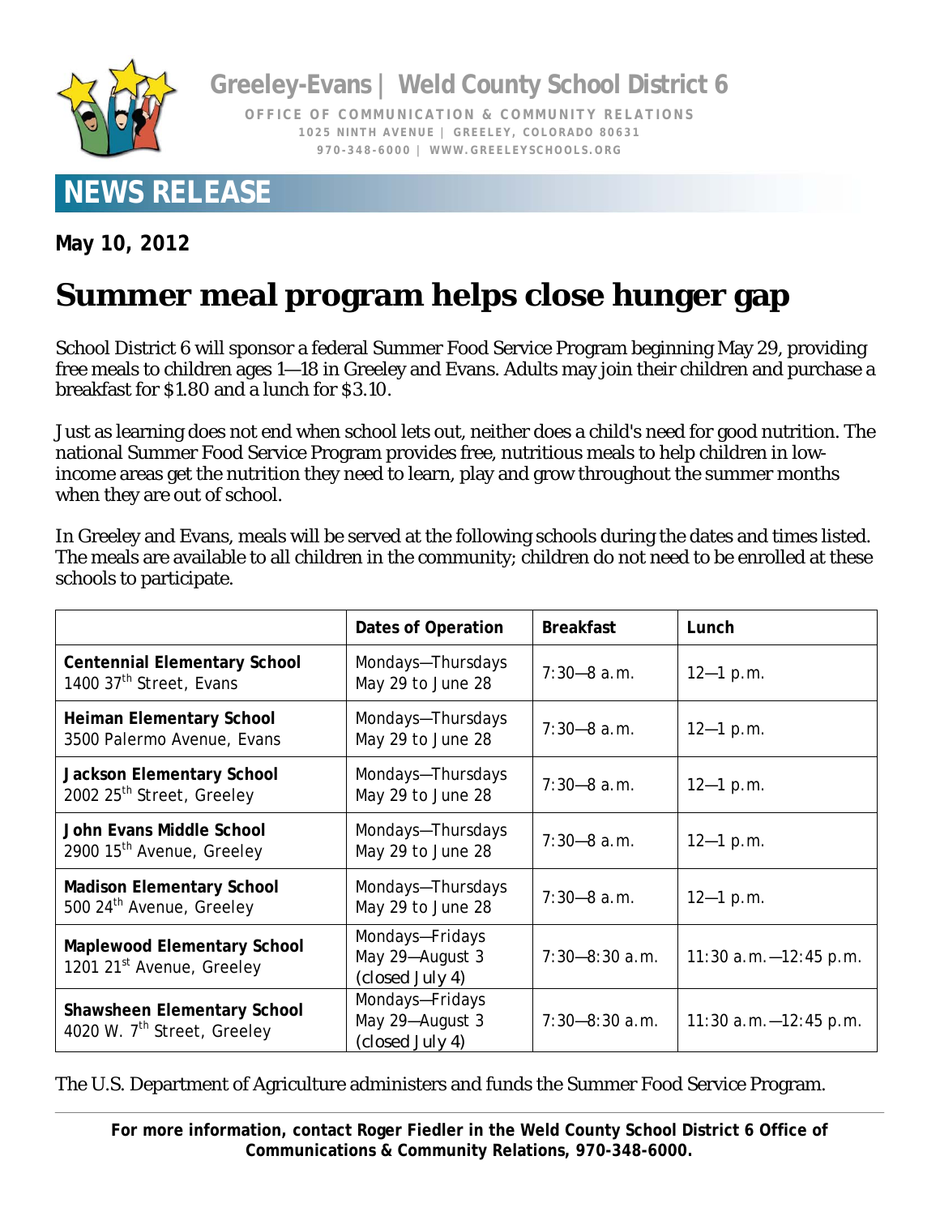Greeley-Evans | Weld County School District 6

OFFICE OF COMMUNICATION & COMMUNITY RELATIONS
1025 NINTH AVENUE | GREELEY, COLORADO 80631
970-348-6000 | WWW.GREELEYSCHOOLS.ORG

## NEWS RELEASE

**May 10, 2012**

# Summer meal program helps close hunger gap

School District 6 will sponsor a federal Summer Food Service Program beginning May 29, providing free meals to children ages 1—18 in Greeley and Evans. Adults may join their children and purchase a breakfast for $1.80 and a lunch for $3.10.

Just as learning does not end when school lets out, neither does a child's need for good nutrition. The national Summer Food Service Program provides free, nutritious meals to help children in low-income areas get the nutrition they need to learn, play and grow throughout the summer months when they are out of school.

In Greeley and Evans, meals will be served at the following schools during the dates and times listed. The meals are available to all children in the community; children do not need to be enrolled at these schools to participate.

| | Dates of Operation | Breakfast | Lunch |
|---|---|---|---|
| **Centennial Elementary School** 1400 37th Street, Evans | Mondays—Thursdays May 29 to June 28 | 7:30—8 a.m. | 12—1 p.m. |
| **Heiman Elementary School** 3500 Palermo Avenue, Evans | Mondays—Thursdays May 29 to June 28 | 7:30—8 a.m. | 12—1 p.m. |
| **Jackson Elementary School** 2002 25th Street, Greeley | Mondays—Thursdays May 29 to June 28 | 7:30—8 a.m. | 12—1 p.m. |
| **John Evans Middle School** 2900 15th Avenue, Greeley | Mondays—Thursdays May 29 to June 28 | 7:30—8 a.m. | 12—1 p.m. |
| **Madison Elementary School** 500 24th Avenue, Greeley | Mondays—Thursdays May 29 to June 28 | 7:30—8 a.m. | 12—1 p.m. |
| **Maplewood Elementary School** 1201 21st Avenue, Greeley | Mondays—Fridays May 29—August 3 (closed July 4) | 7:30—8:30 a.m. | 11:30 a.m.—12:45 p.m. |
| **Shawsheen Elementary School** 4020 W. 7th Street, Greeley | Mondays—Fridays May 29—August 3 (closed July 4) | 7:30—8:30 a.m. | 11:30 a.m.—12:45 p.m. |

The U.S. Department of Agriculture administers and funds the Summer Food Service Program.

**For more information, contact Roger Fiedler in the Weld County School District 6 Office of Communications & Community Relations, 970-348-6000.**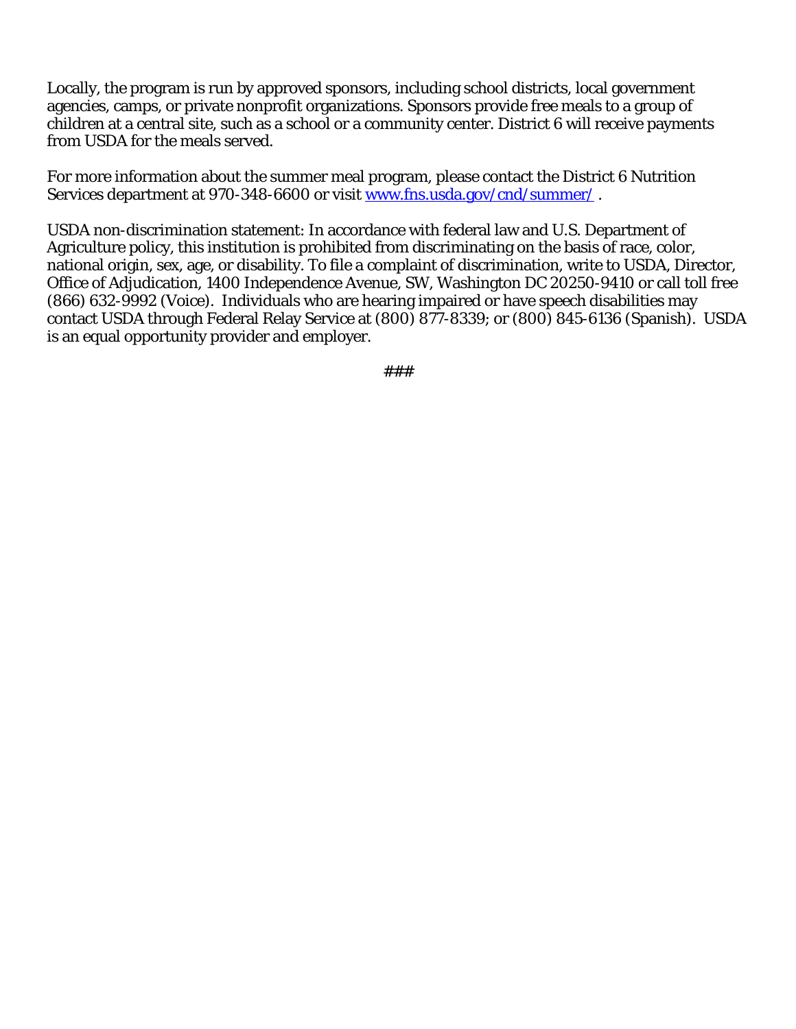Locally, the program is run by approved sponsors, including school districts, local government agencies, camps, or private nonprofit organizations. Sponsors provide free meals to a group of children at a central site, such as a school or a community center. District 6 will receive payments from USDA for the meals served.

For more information about the summer meal program, please contact the District 6 Nutrition Services department at 970-348-6600 or visit [www.fns.usda.gov/cnd/summer/](http://www.fns.usda.gov/cnd/summer/) .

USDA non-discrimination statement: In accordance with federal law and U.S. Department of Agriculture policy, this institution is prohibited from discriminating on the basis of race, color, national origin, sex, age, or disability. To file a complaint of discrimination, write to USDA, Director, Office of Adjudication, 1400 Independence Avenue, SW, Washington DC 20250-9410 or call toll free (866) 632-9992 (Voice). Individuals who are hearing impaired or have speech disabilities may contact USDA through Federal Relay Service at (800) 877-8339; or (800) 845-6136 (Spanish). USDA is an equal opportunity provider and employer.

###